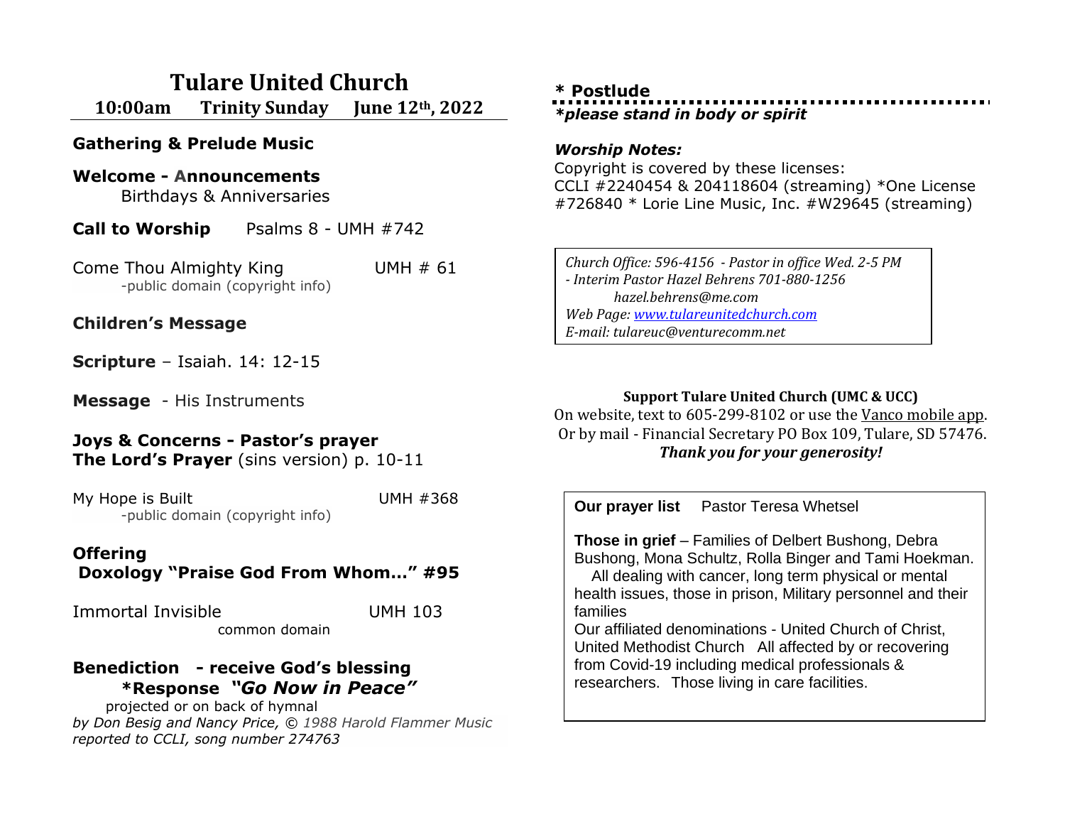# Tulare United Church

**10:00am Trinity Sunday June 12th, 2022**

**Gathering & Prelude Music**

**Welcome - Announcements**
Birthdays & Anniversaries

**Call to Worship** Psalms 8 - UMH #742

Come Thou Almighty King UMH # 61
-public domain (copyright info)

**Children's Message**

**Scripture** – Isaiah. 14: 12-15

**Message** - His Instruments

**Joys & Concerns - Pastor's prayer**
**The Lord's Prayer** (sins version) p. 10-11

My Hope is Built UMH #368
-public domain (copyright info)

**Offering**
**Doxology "Praise God From Whom…" #95**

Immortal Invisible UMH 103
common domain

**Benediction - receive God's blessing**
**\*Response *"Go Now in Peace"***
projected or on back of hymnal
*by Don Besig and Nancy Price, © 1988 Harold Flammer Music reported to CCLI, song number 274763*

**\* Postlude**
***\*please stand in body or spirit***

***Worship Notes:***
Copyright is covered by these licenses:
CCLI #2240454 & 204118604 (streaming) *One License #726840 * Lorie Line Music, Inc. #W29645 (streaming)

*Church Office: 596-4156 - Pastor in office Wed. 2-5 PM*
*- Interim Pastor Hazel Behrens 701-880-1256*
*hazel.behrens@me.com*
*Web Page: www.tulareunitedchurch.com*
*E-mail: tulareuc@venturecomm.net*

**Support Tulare United Church (UMC & UCC)**
On website, text to 605-299-8102 or use the Vanco mobile app.
Or by mail - Financial Secretary PO Box 109, Tulare, SD 57476.
***Thank you for your generosity!***

**Our prayer list** Pastor Teresa Whetsel

**Those in grief** – Families of Delbert Bushong, Debra Bushong, Mona Schultz, Rolla Binger and Tami Hoekman.
All dealing with cancer, long term physical or mental health issues, those in prison, Military personnel and their families
Our affiliated denominations - United Church of Christ, United Methodist Church All affected by or recovering from Covid-19 including medical professionals & researchers. Those living in care facilities.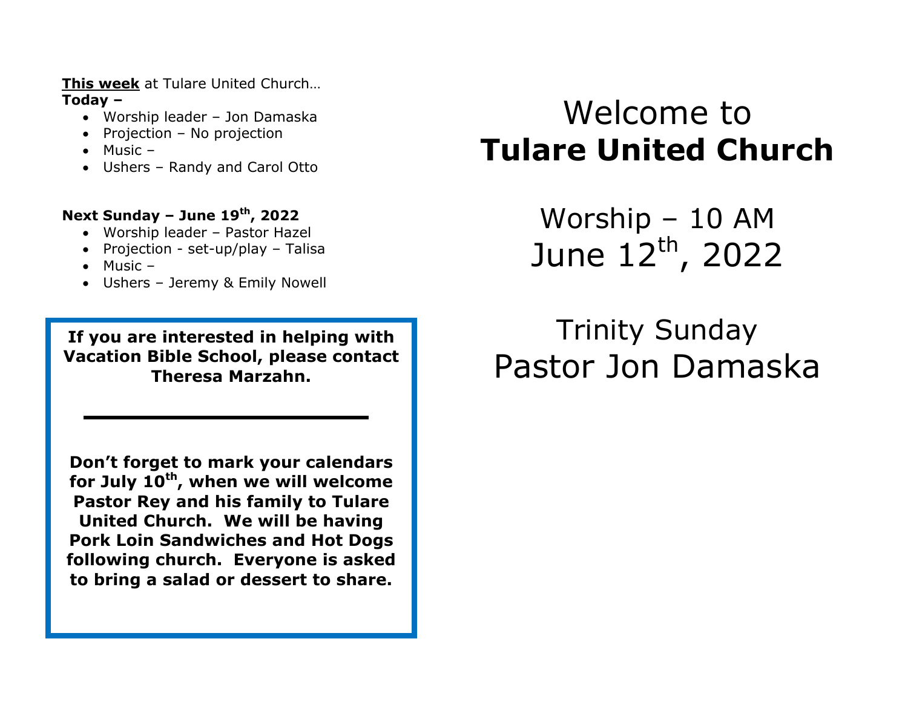**This week** at Tulare United Church…

**Today –**

- Worship leader – Jon Damaska
- Projection – No projection
- Music –
- Ushers – Randy and Carol Otto

**Next Sunday – June 19th, 2022**

- Worship leader – Pastor Hazel
- Projection - set-up/play – Talisa
- Music –
- Ushers – Jeremy & Emily Nowell

**If you are interested in helping with Vacation Bible School, please contact Theresa Marzahn.**

---

**Don't forget to mark your calendars for July 10th, when we will welcome Pastor Rey and his family to Tulare United Church. We will be having Pork Loin Sandwiches and Hot Dogs following church. Everyone is asked to bring a salad or dessert to share.**

# Welcome to **Tulare United Church**

## Worship – 10 AM
## June 12th, 2022

## Trinity Sunday
## Pastor Jon Damaska